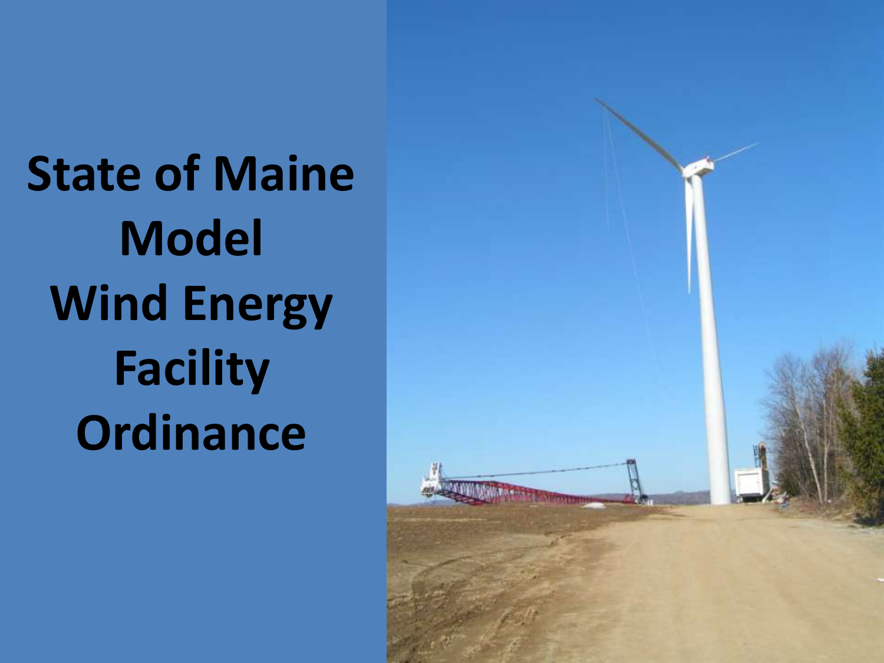# State of Maine Model Wind Energy Facility Ordinance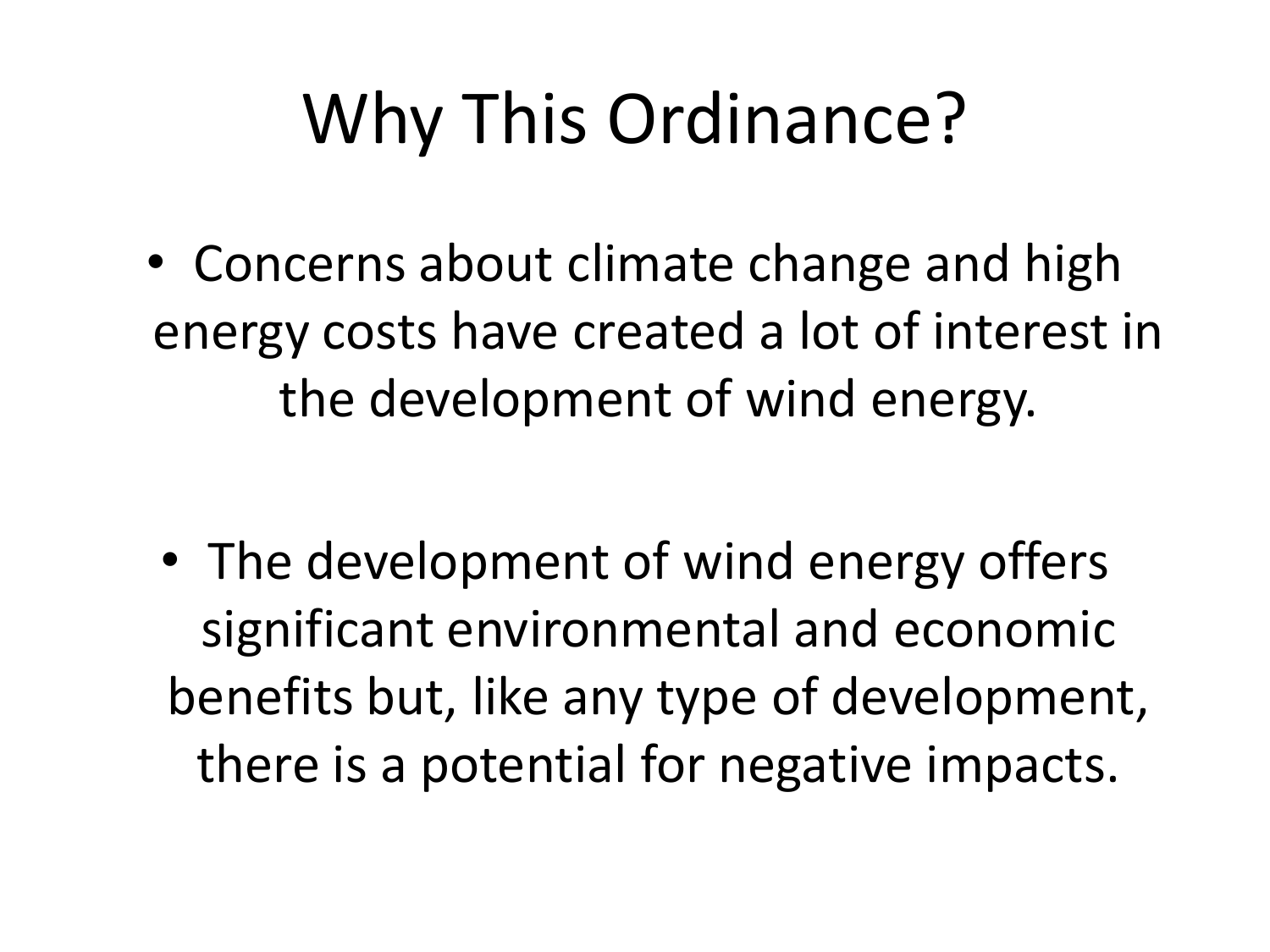# Why This Ordinance?

- Concerns about climate change and high energy costs have created a lot of interest in the development of wind energy.
- The development of wind energy offers significant environmental and economic benefits but, like any type of development, there is a potential for negative impacts.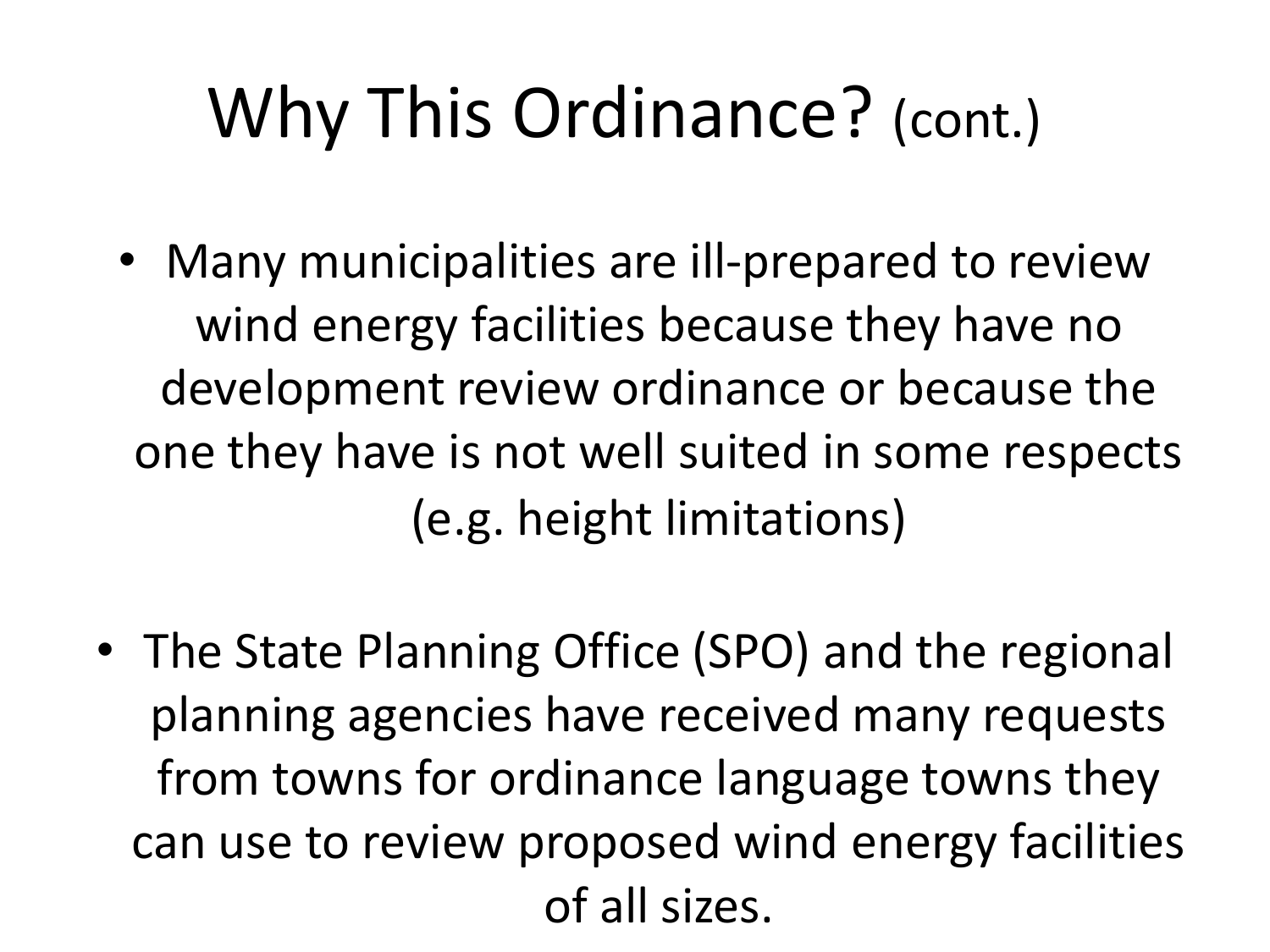# Why This Ordinance? (cont.)

- Many municipalities are ill-prepared to review wind energy facilities because they have no development review ordinance or because the one they have is not well suited in some respects (e.g. height limitations)

- The State Planning Office (SPO) and the regional planning agencies have received many requests from towns for ordinance language towns they can use to review proposed wind energy facilities of all sizes.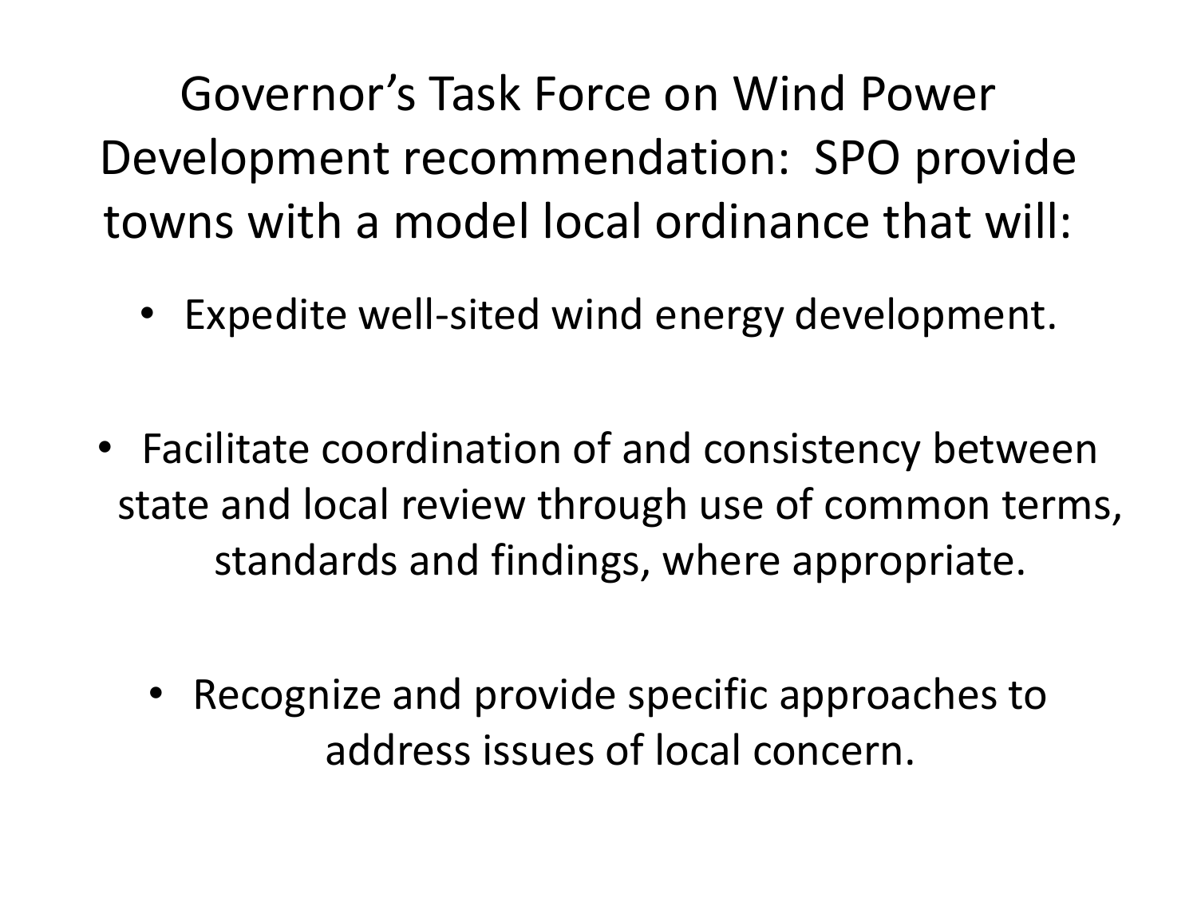# Governor's Task Force on Wind Power Development recommendation: SPO provide towns with a model local ordinance that will:

- Expedite well-sited wind energy development.
- Facilitate coordination of and consistency between state and local review through use of common terms, standards and findings, where appropriate.
- Recognize and provide specific approaches to address issues of local concern.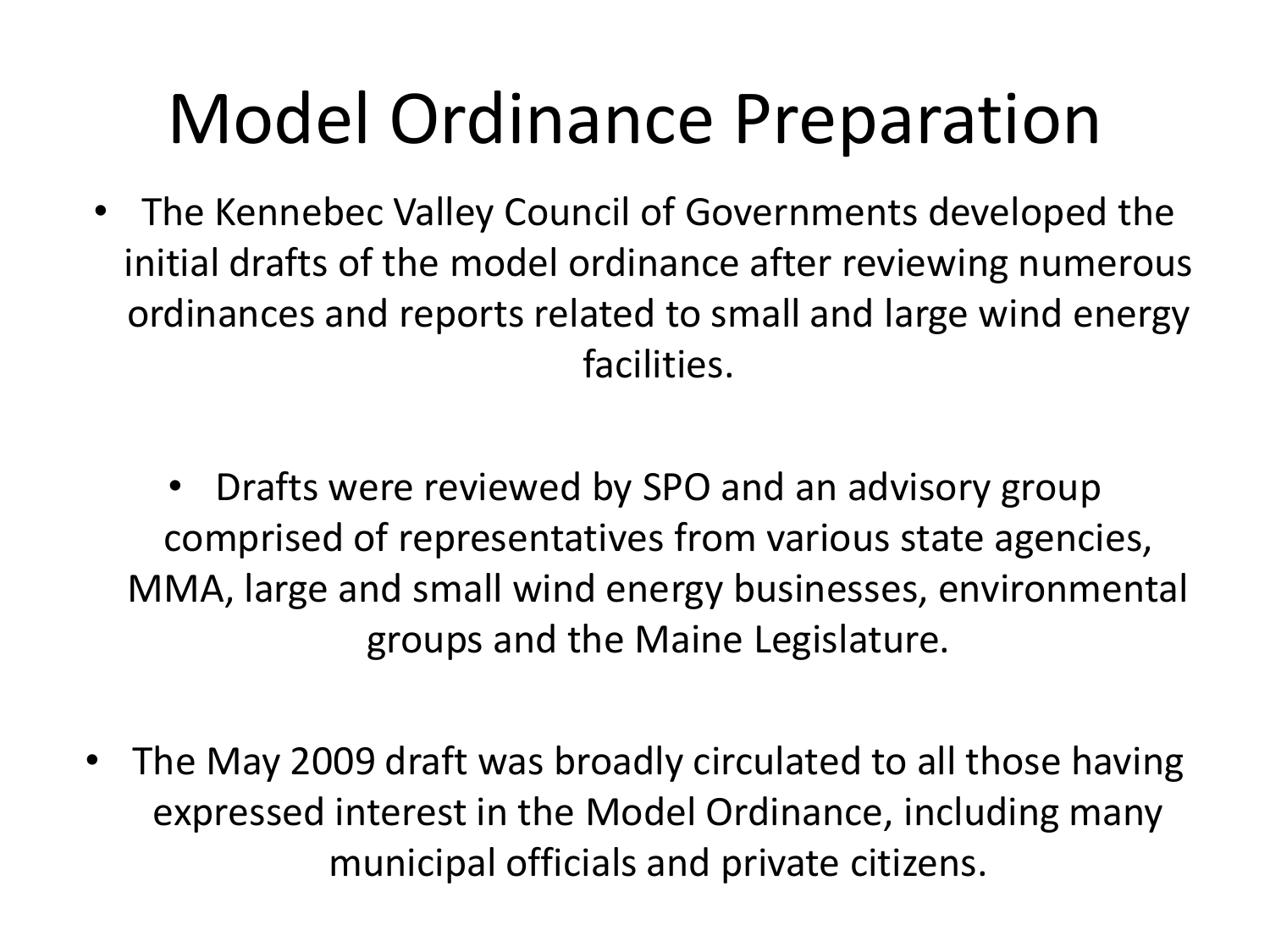# Model Ordinance Preparation

- The Kennebec Valley Council of Governments developed the initial drafts of the model ordinance after reviewing numerous ordinances and reports related to small and large wind energy facilities.
- Drafts were reviewed by SPO and an advisory group comprised of representatives from various state agencies, MMA, large and small wind energy businesses, environmental groups and the Maine Legislature.
- The May 2009 draft was broadly circulated to all those having expressed interest in the Model Ordinance, including many municipal officials and private citizens.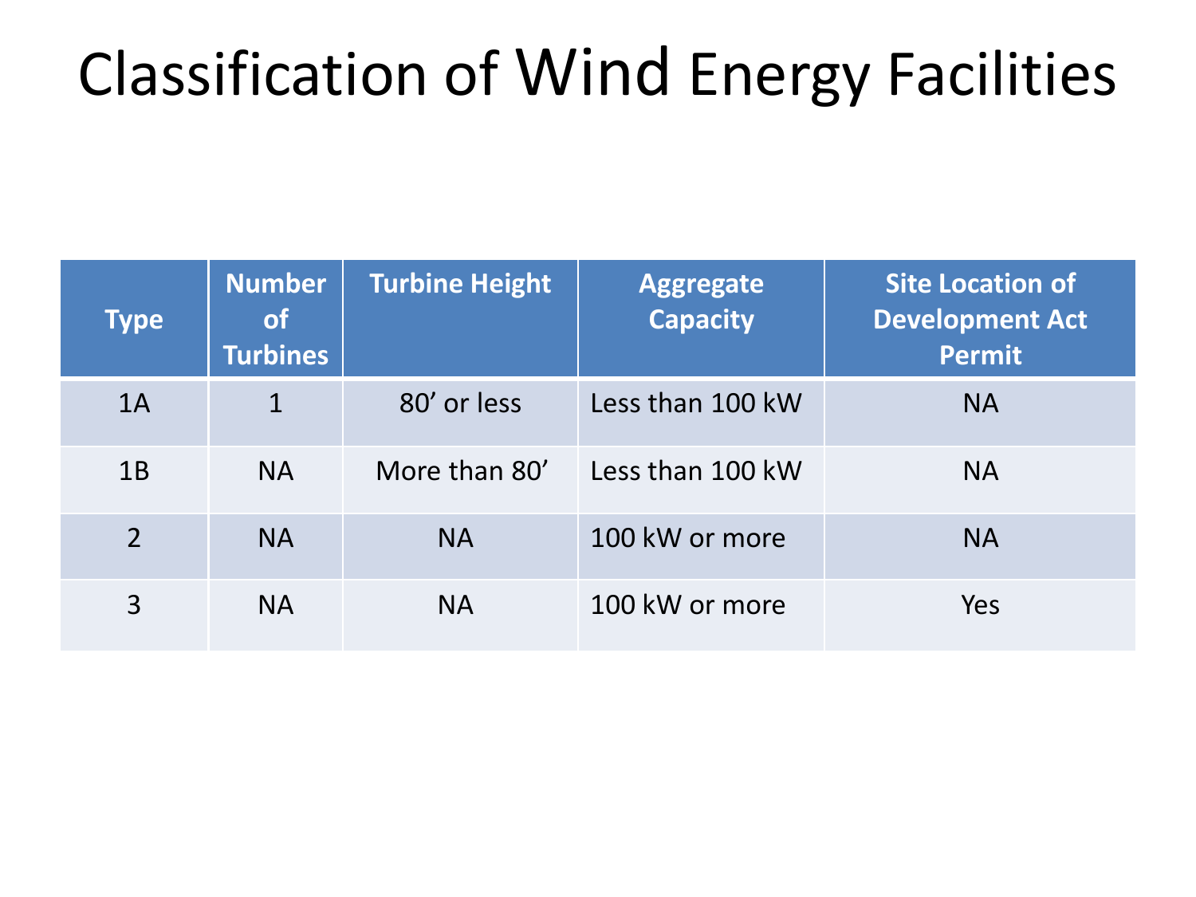# Classification of Wind Energy Facilities

| Type | Number of Turbines | Turbine Height | Aggregate Capacity | Site Location of Development Act Permit |
|---|---|---|---|---|
| 1A | 1 | 80’ or less | Less than 100 kW | NA |
| 1B | NA | More than 80’ | Less than 100 kW | NA |
| 2 | NA | NA | 100 kW or more | NA |
| 3 | NA | NA | 100 kW or more | Yes |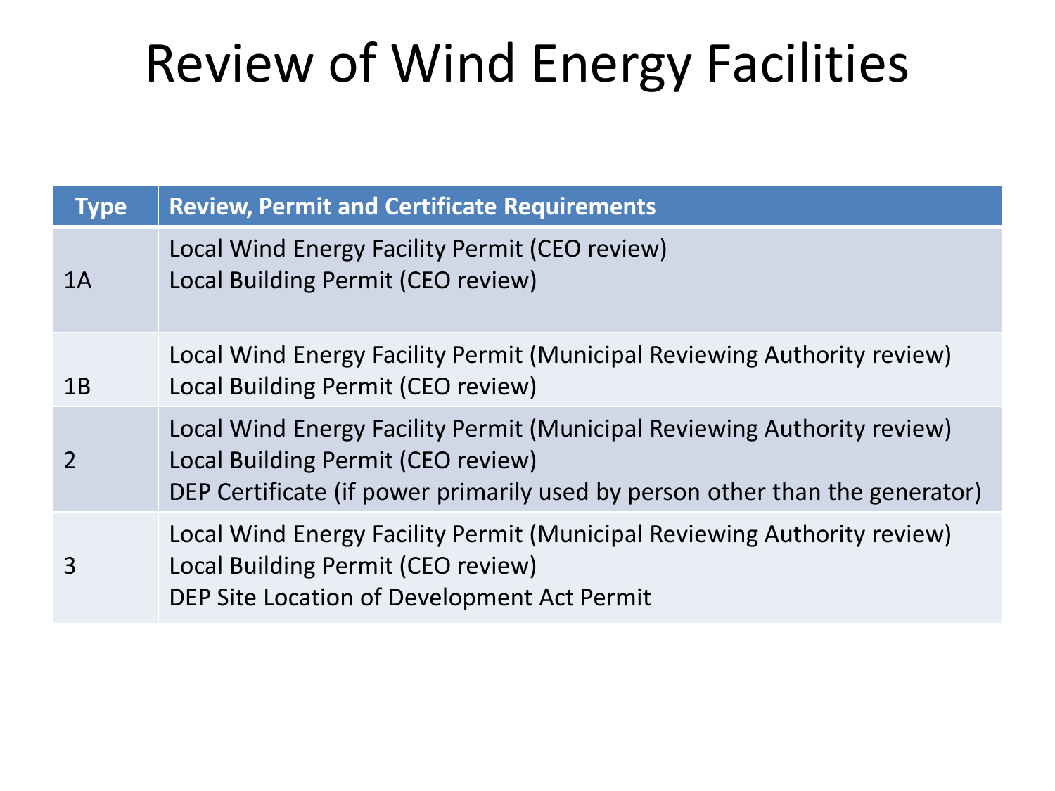# Review of Wind Energy Facilities

| Type | Review, Permit and Certificate Requirements |
| --- | --- |
| 1A | Local Wind Energy Facility Permit (CEO review)<br>Local Building Permit (CEO review) |
| 1B | Local Wind Energy Facility Permit (Municipal Reviewing Authority review)<br>Local Building Permit (CEO review) |
| 2 | Local Wind Energy Facility Permit (Municipal Reviewing Authority review)<br>Local Building Permit (CEO review)<br>DEP Certificate (if power primarily used by person other than the generator) |
| 3 | Local Wind Energy Facility Permit (Municipal Reviewing Authority review)<br>Local Building Permit (CEO review)<br>DEP Site Location of Development Act Permit |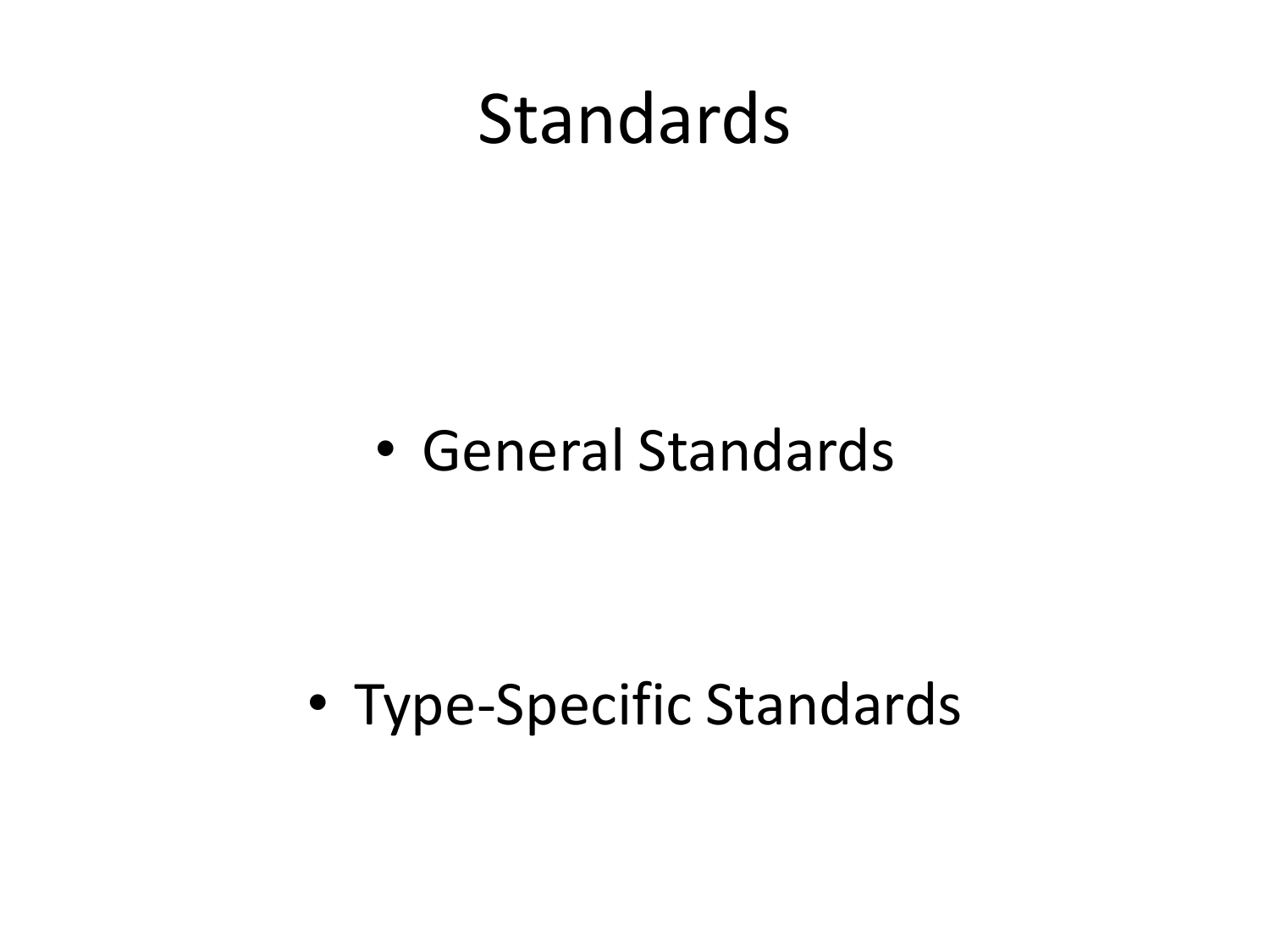# Standards

- General Standards
- Type-Specific Standards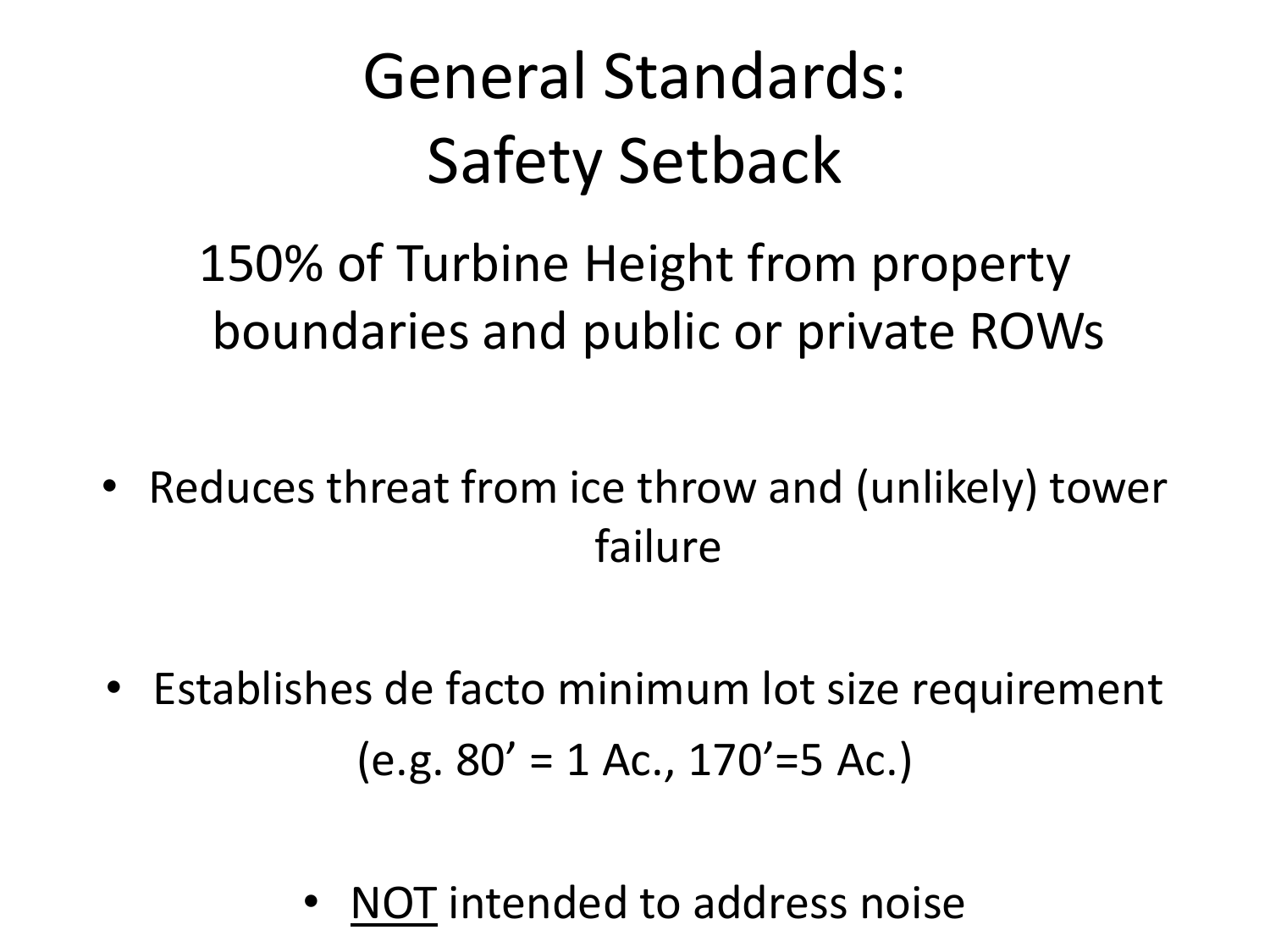# General Standards: Safety Setback

150% of Turbine Height from property boundaries and public or private ROWs

- Reduces threat from ice throw and (unlikely) tower failure

- Establishes de facto minimum lot size requirement (e.g. 80' = 1 Ac., 170'=5 Ac.)

- <u>NOT</u> intended to address noise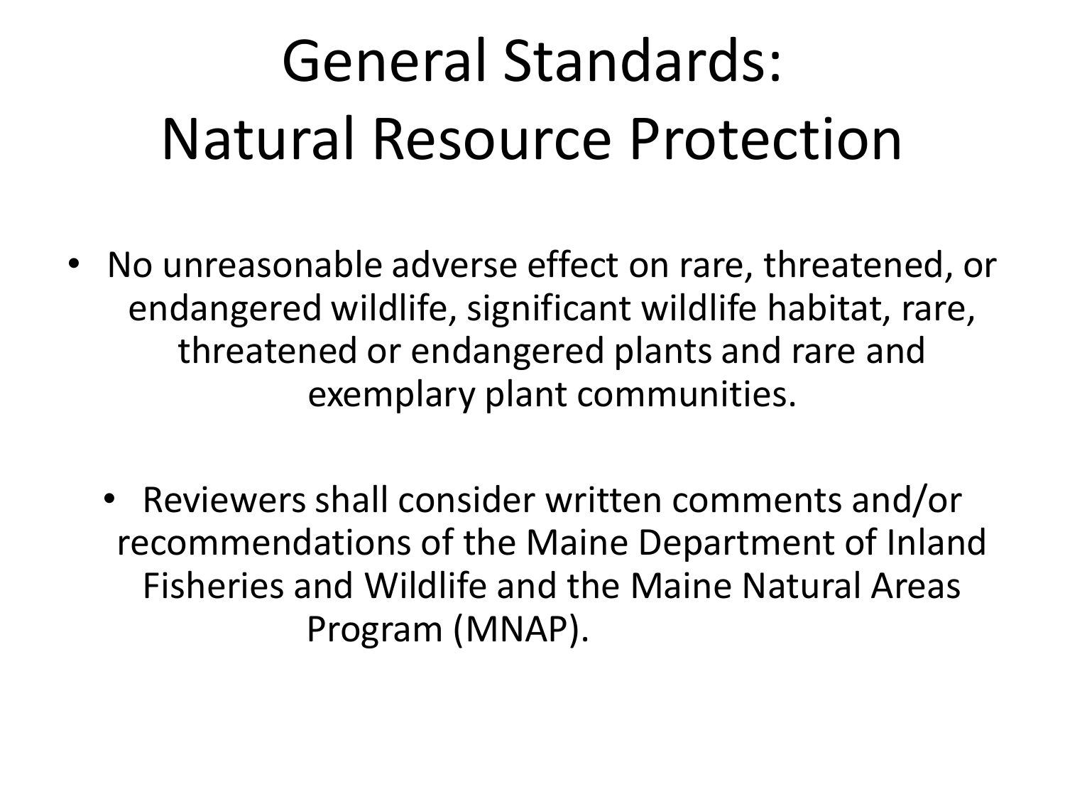# General Standards: Natural Resource Protection

- No unreasonable adverse effect on rare, threatened, or endangered wildlife, significant wildlife habitat, rare, threatened or endangered plants and rare and exemplary plant communities.

- Reviewers shall consider written comments and/or recommendations of the Maine Department of Inland Fisheries and Wildlife and the Maine Natural Areas Program (MNAP).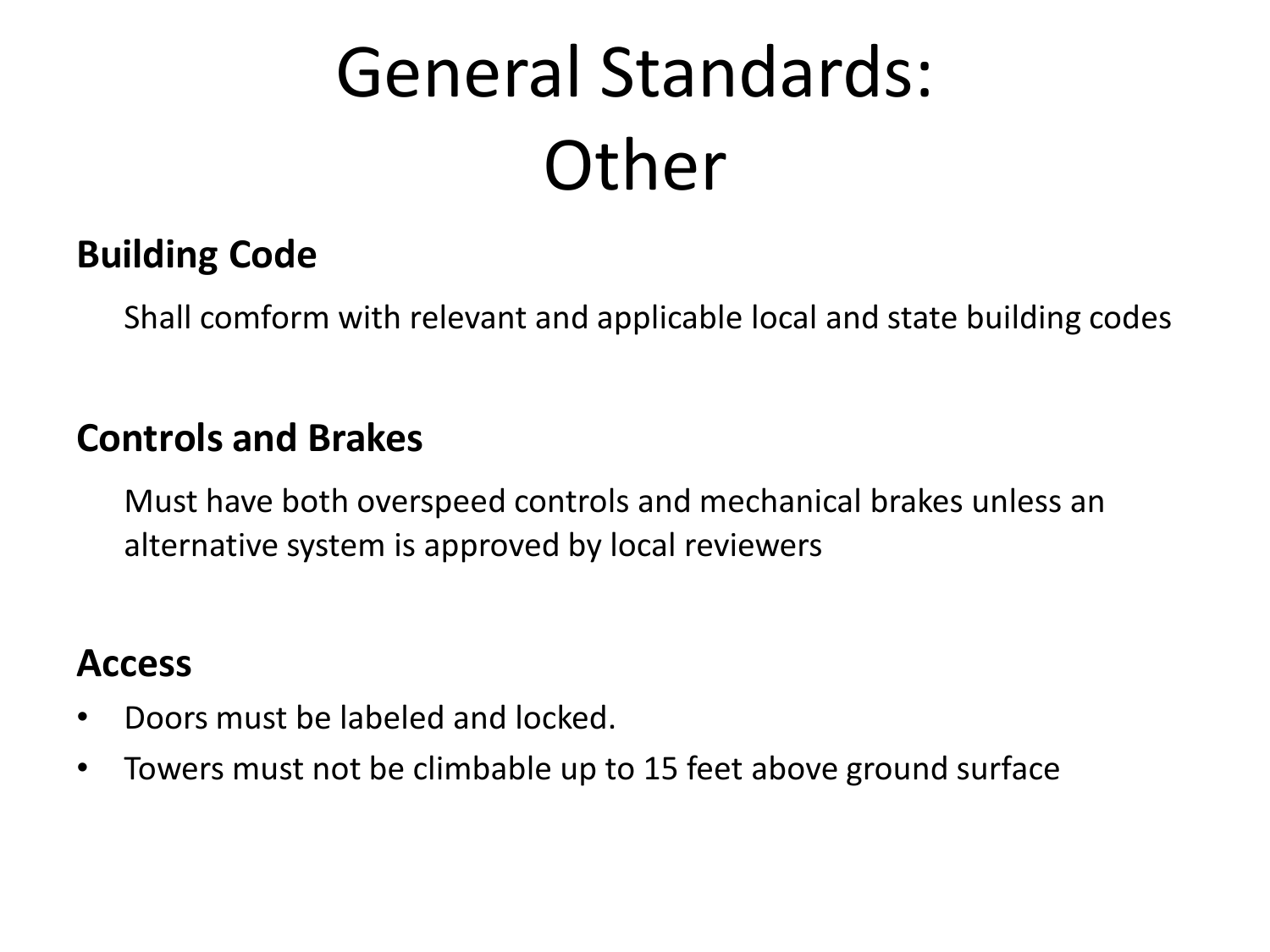# General Standards: Other

### Building Code

Shall comform with relevant and applicable local and state building codes

### Controls and Brakes

Must have both overspeed controls and mechanical brakes unless an alternative system is approved by local reviewers

### Access

- Doors must be labeled and locked.
- Towers must not be climbable up to 15 feet above ground surface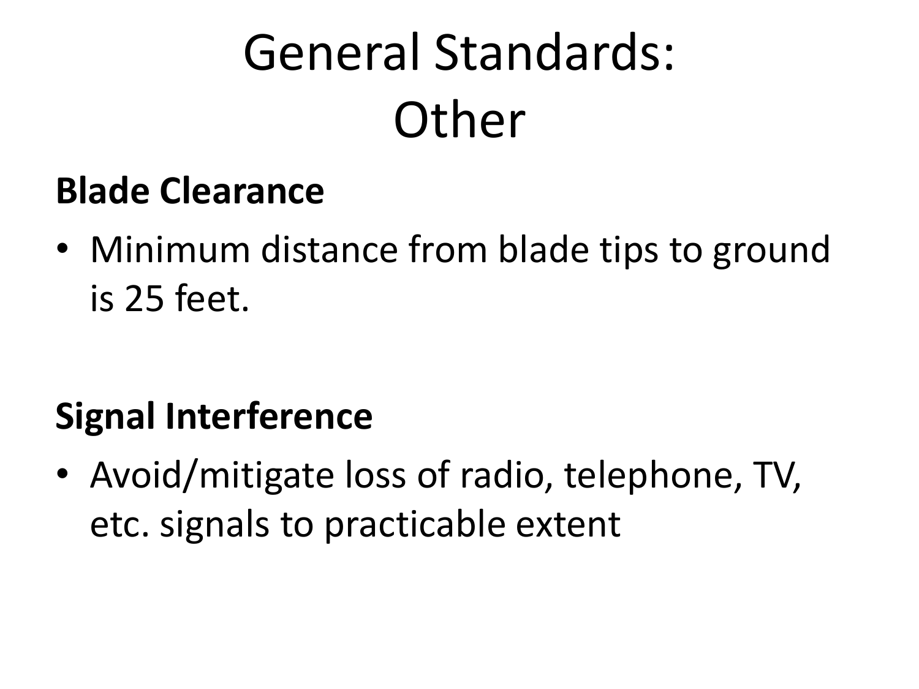# General Standards: Other

**Blade Clearance**

- Minimum distance from blade tips to ground is 25 feet.

**Signal Interference**

- Avoid/mitigate loss of radio, telephone, TV, etc. signals to practicable extent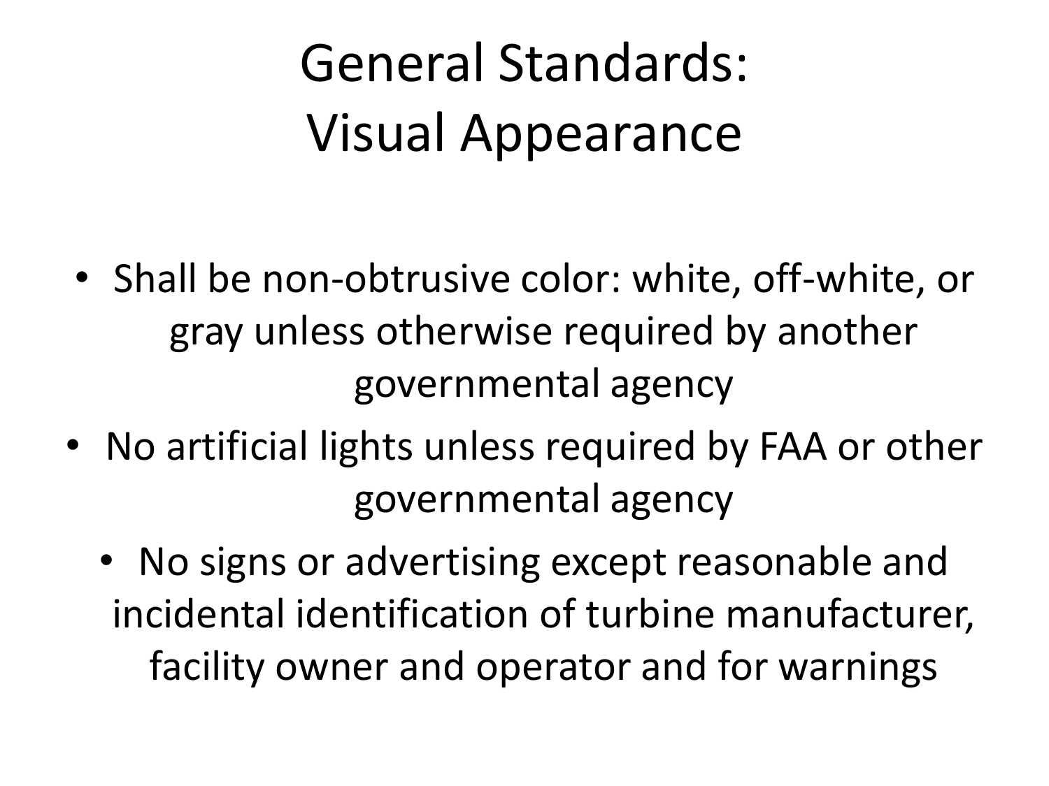# General Standards: Visual Appearance

- Shall be non-obtrusive color: white, off-white, or gray unless otherwise required by another governmental agency
- No artificial lights unless required by FAA or other governmental agency
- No signs or advertising except reasonable and incidental identification of turbine manufacturer, facility owner and operator and for warnings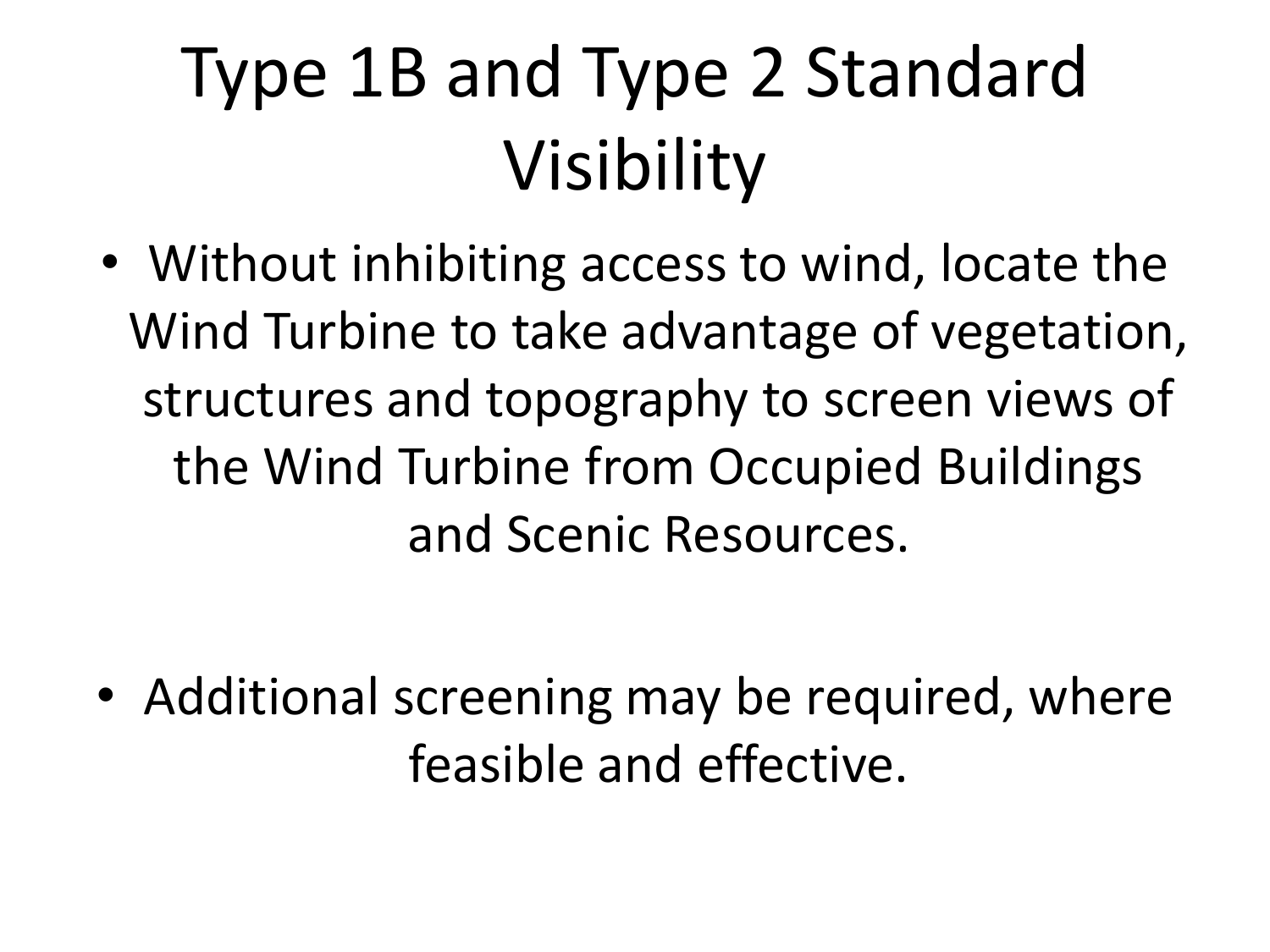# Type 1B and Type 2 Standard Visibility

- Without inhibiting access to wind, locate the Wind Turbine to take advantage of vegetation, structures and topography to screen views of the Wind Turbine from Occupied Buildings and Scenic Resources.
- Additional screening may be required, where feasible and effective.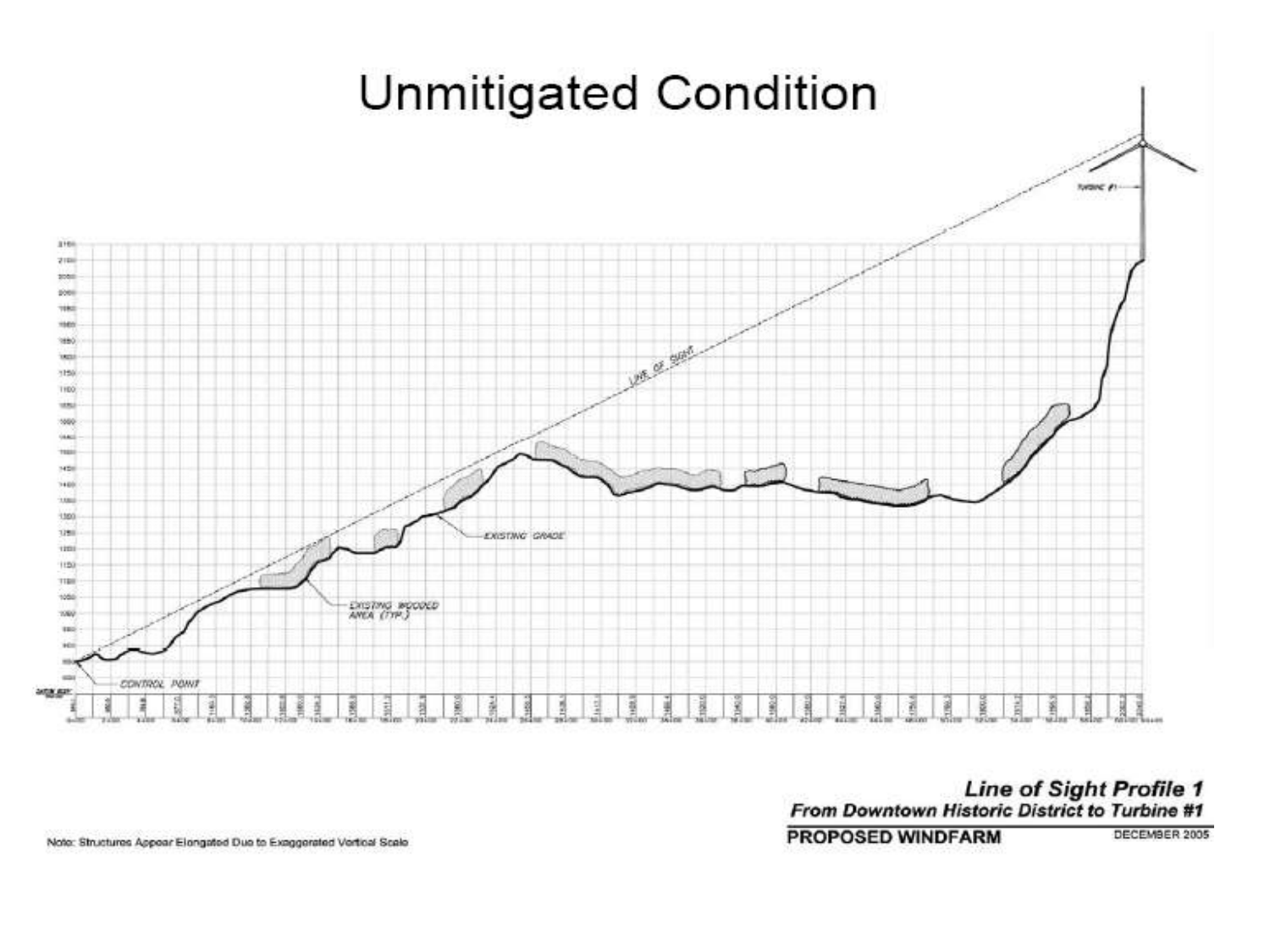# Unmitigated Condition

LINE OF SIGHT

TURBINE #1

EXISTING GRADE

EXISTING WOODED AREA (TYP.)

CONTROL POINT

***Line of Sight Profile 1***
***From Downtown Historic District to Turbine #1***

**PROPOSED WINDFARM**

DECEMBER 2005

Note: Structures Appear Elongated Due to Exaggerated Vertical Scale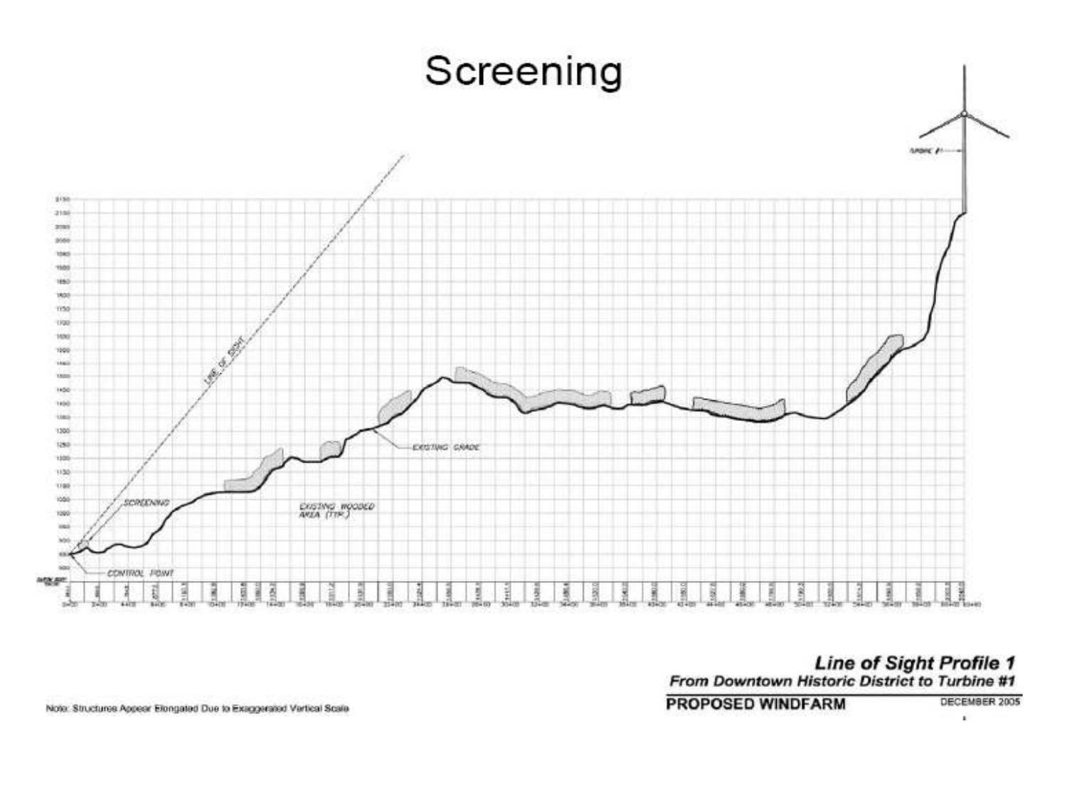# Screening

LINE OF SIGHT

SCREENING

CONTROL POINT

EXISTING WOODED AREA (TYP.)

EXISTING GRADE

TURBINE #1

**_Line of Sight Profile 1_**

**_From Downtown Historic District to Turbine #1_**

**PROPOSED WINDFARM**

DECEMBER 2005

Note: Structures Appear Elongated Due to Exaggerated Vertical Scale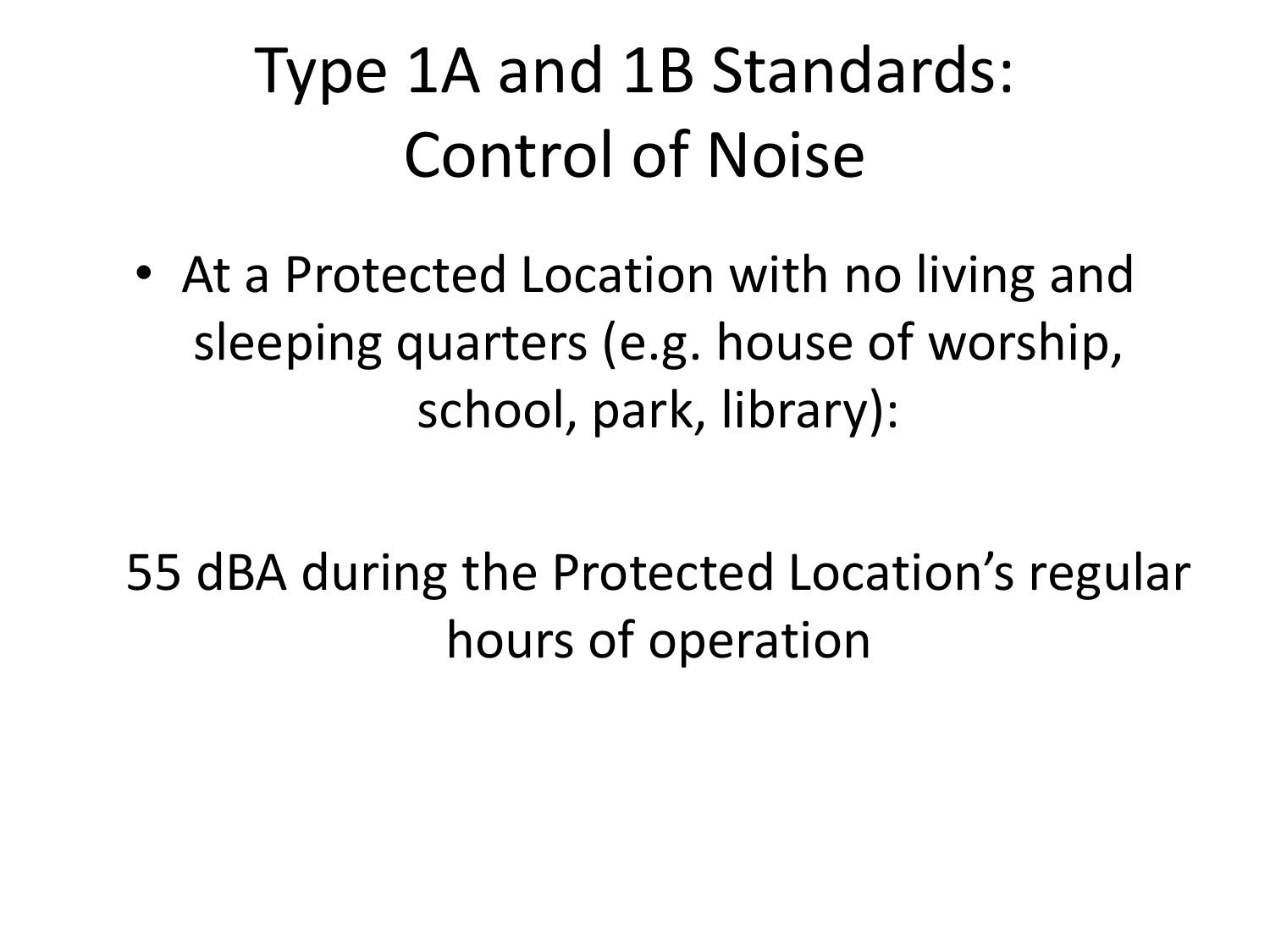# Type 1A and 1B Standards: Control of Noise

- At a Protected Location with no living and sleeping quarters (e.g. house of worship, school, park, library):

55 dBA during the Protected Location's regular hours of operation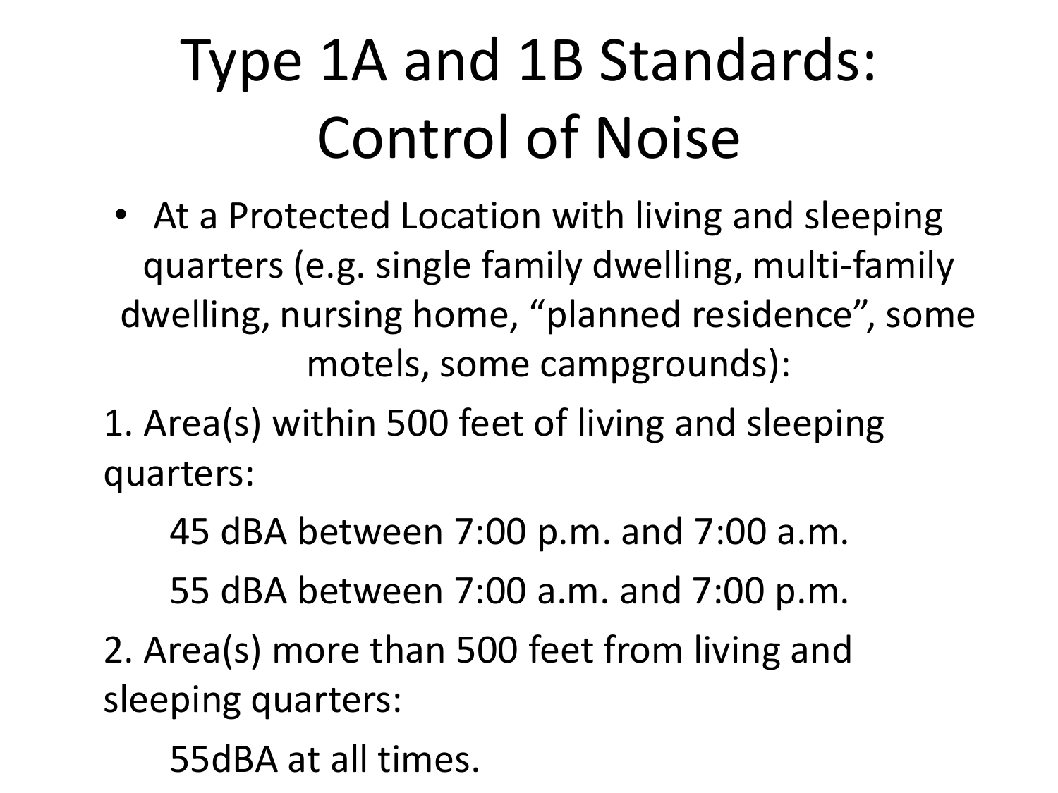# Type 1A and 1B Standards: Control of Noise

- At a Protected Location with living and sleeping quarters (e.g. single family dwelling, multi-family dwelling, nursing home, “planned residence”, some motels, some campgrounds):

1. Area(s) within 500 feet of living and sleeping quarters:

   45 dBA between 7:00 p.m. and 7:00 a.m.

   55 dBA between 7:00 a.m. and 7:00 p.m.

2. Area(s) more than 500 feet from living and sleeping quarters:

   55dBA at all times.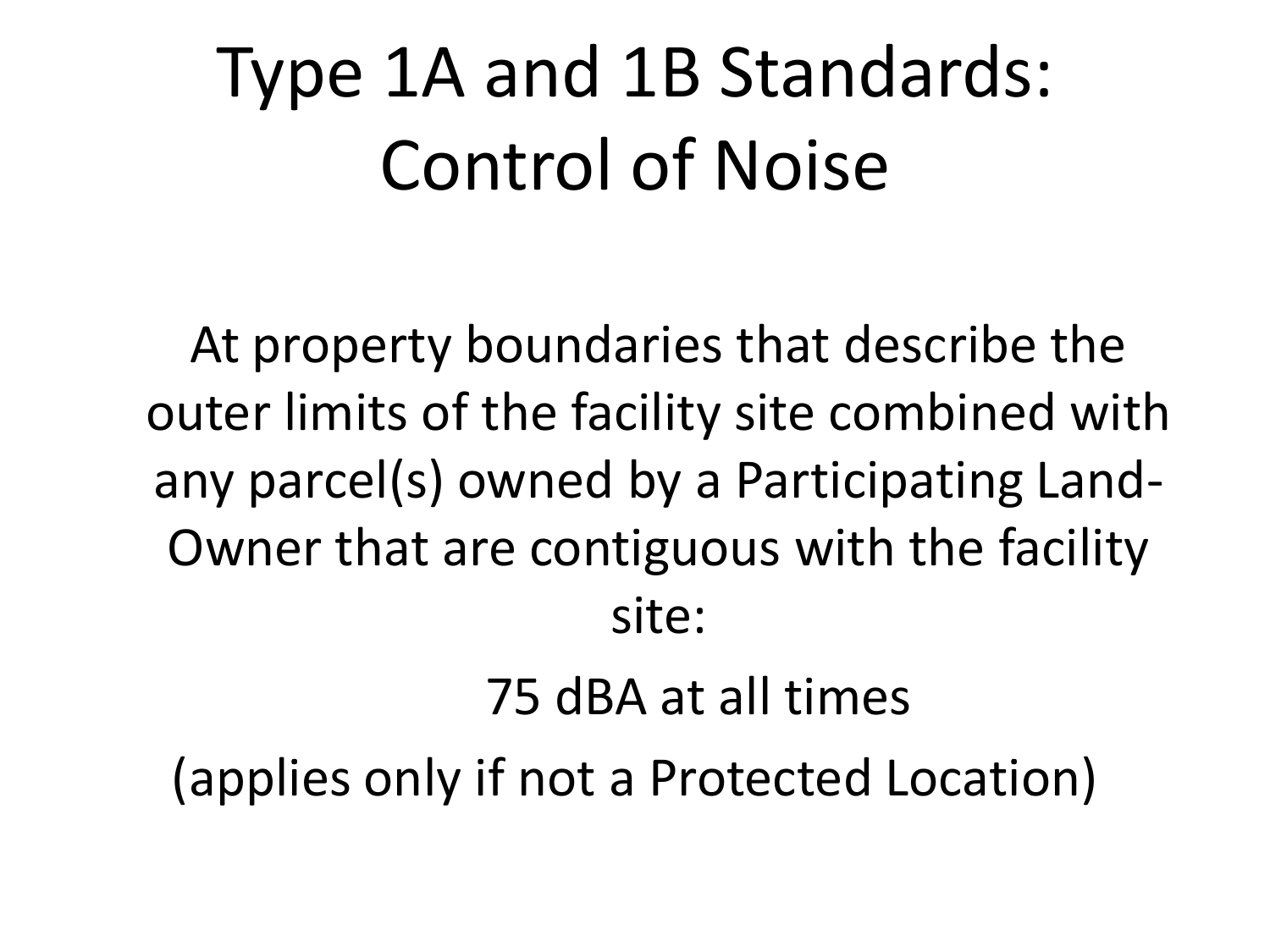# Type 1A and 1B Standards: Control of Noise

At property boundaries that describe the outer limits of the facility site combined with any parcel(s) owned by a Participating Land-Owner that are contiguous with the facility site:

75 dBA at all times

(applies only if not a Protected Location)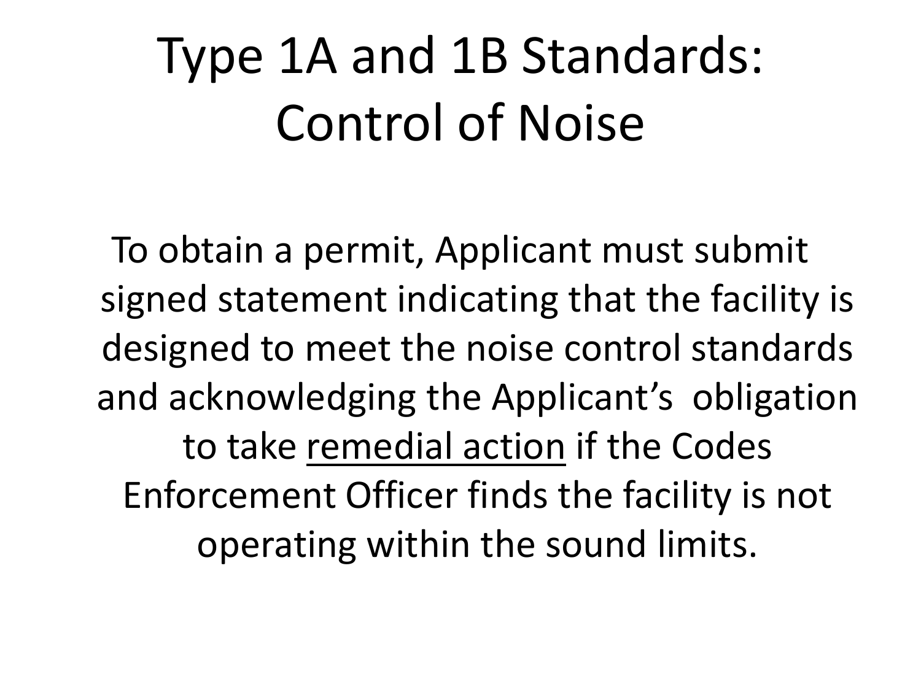# Type 1A and 1B Standards: Control of Noise

To obtain a permit, Applicant must submit signed statement indicating that the facility is designed to meet the noise control standards and acknowledging the Applicant's obligation to take <u>remedial action</u> if the Codes Enforcement Officer finds the facility is not operating within the sound limits.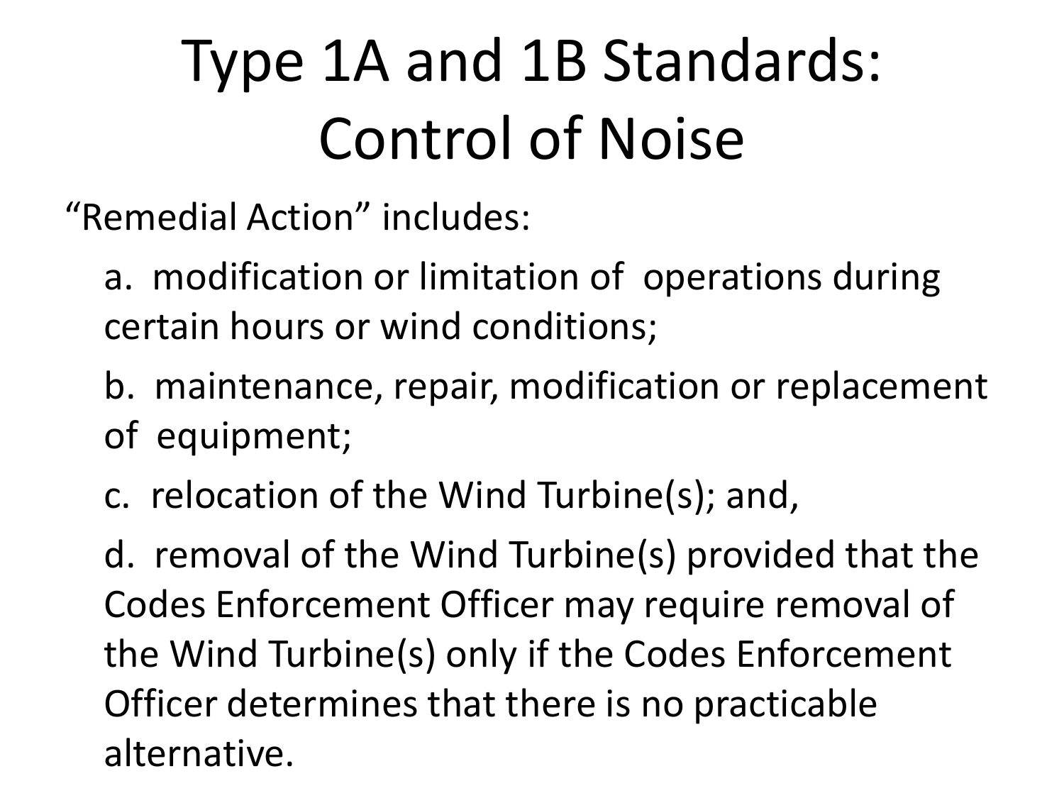# Type 1A and 1B Standards: Control of Noise

"Remedial Action" includes:

a. modification or limitation of operations during certain hours or wind conditions;

b. maintenance, repair, modification or replacement of equipment;

c. relocation of the Wind Turbine(s); and,

d. removal of the Wind Turbine(s) provided that the Codes Enforcement Officer may require removal of the Wind Turbine(s) only if the Codes Enforcement Officer determines that there is no practicable alternative.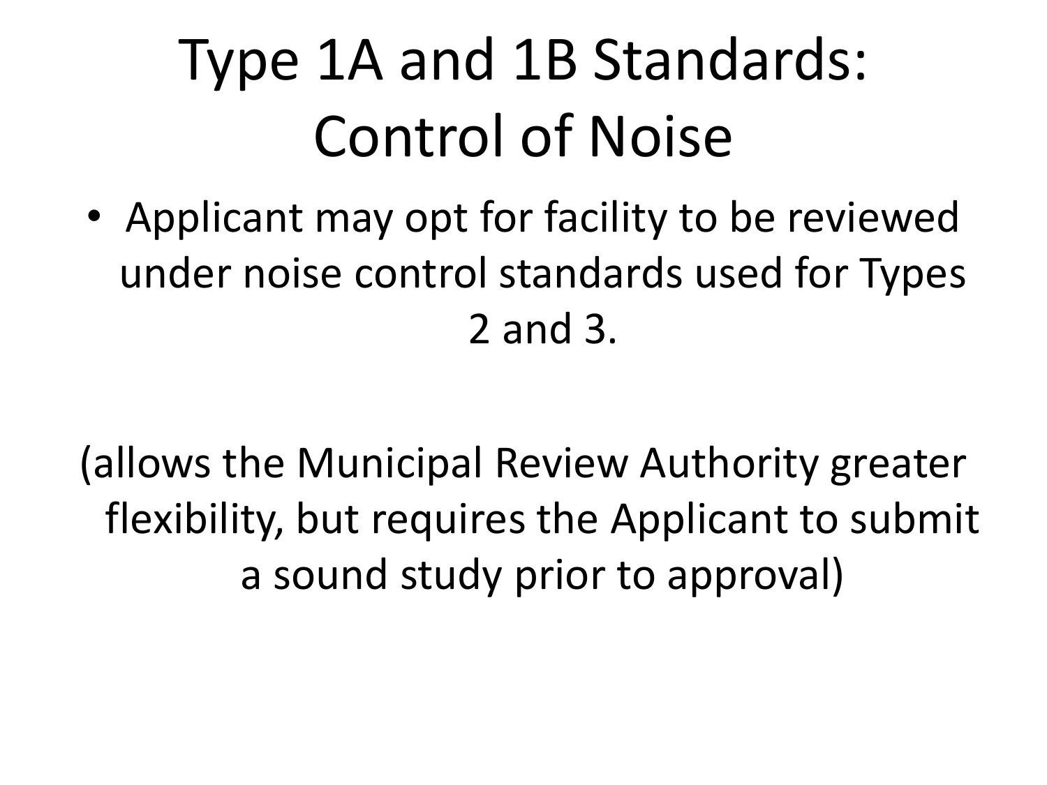# Type 1A and 1B Standards: Control of Noise

- Applicant may opt for facility to be reviewed under noise control standards used for Types 2 and 3.

(allows the Municipal Review Authority greater flexibility, but requires the Applicant to submit a sound study prior to approval)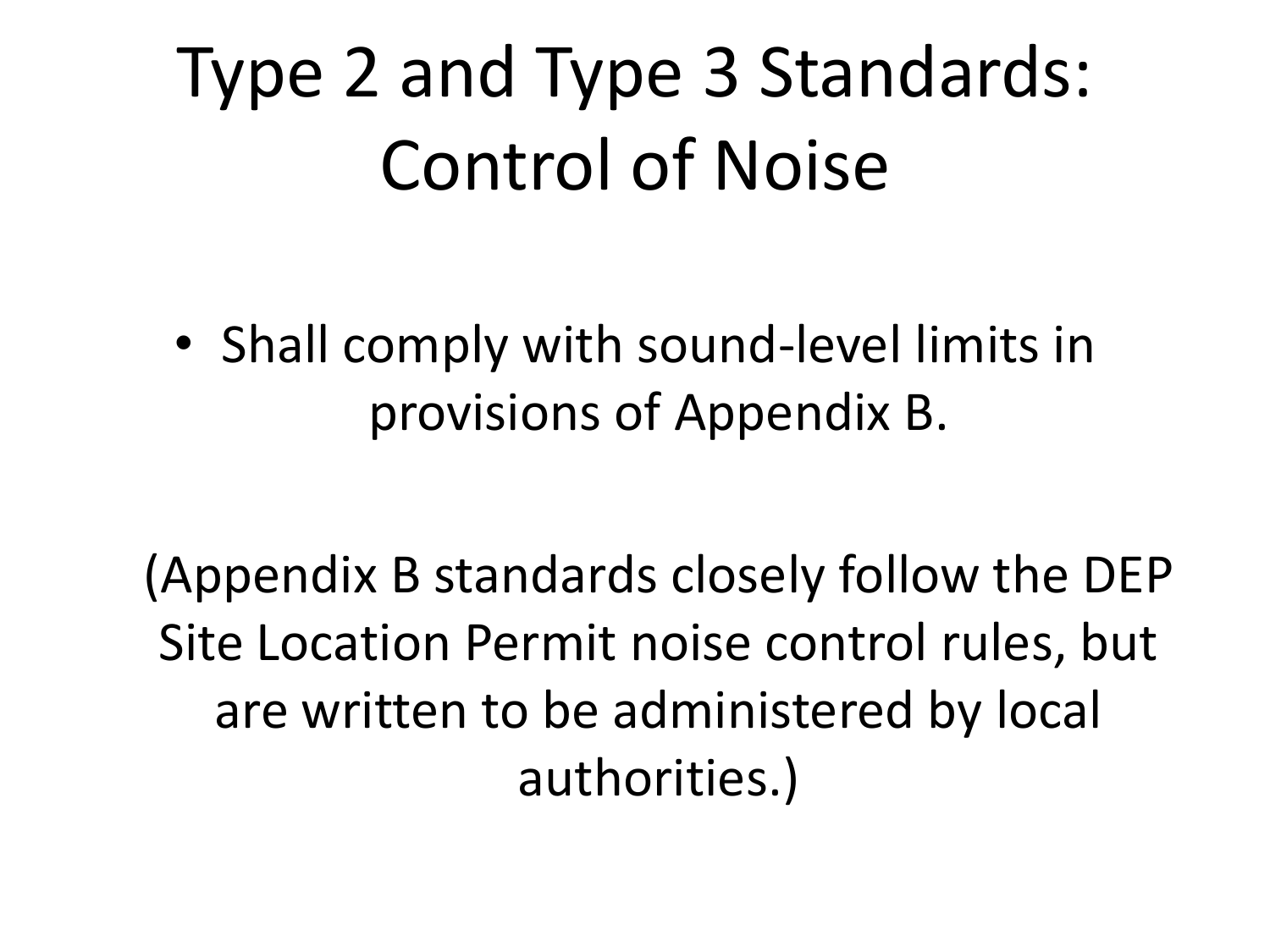# Type 2 and Type 3 Standards: Control of Noise

- Shall comply with sound-level limits in provisions of Appendix B.

(Appendix B standards closely follow the DEP Site Location Permit noise control rules, but are written to be administered by local authorities.)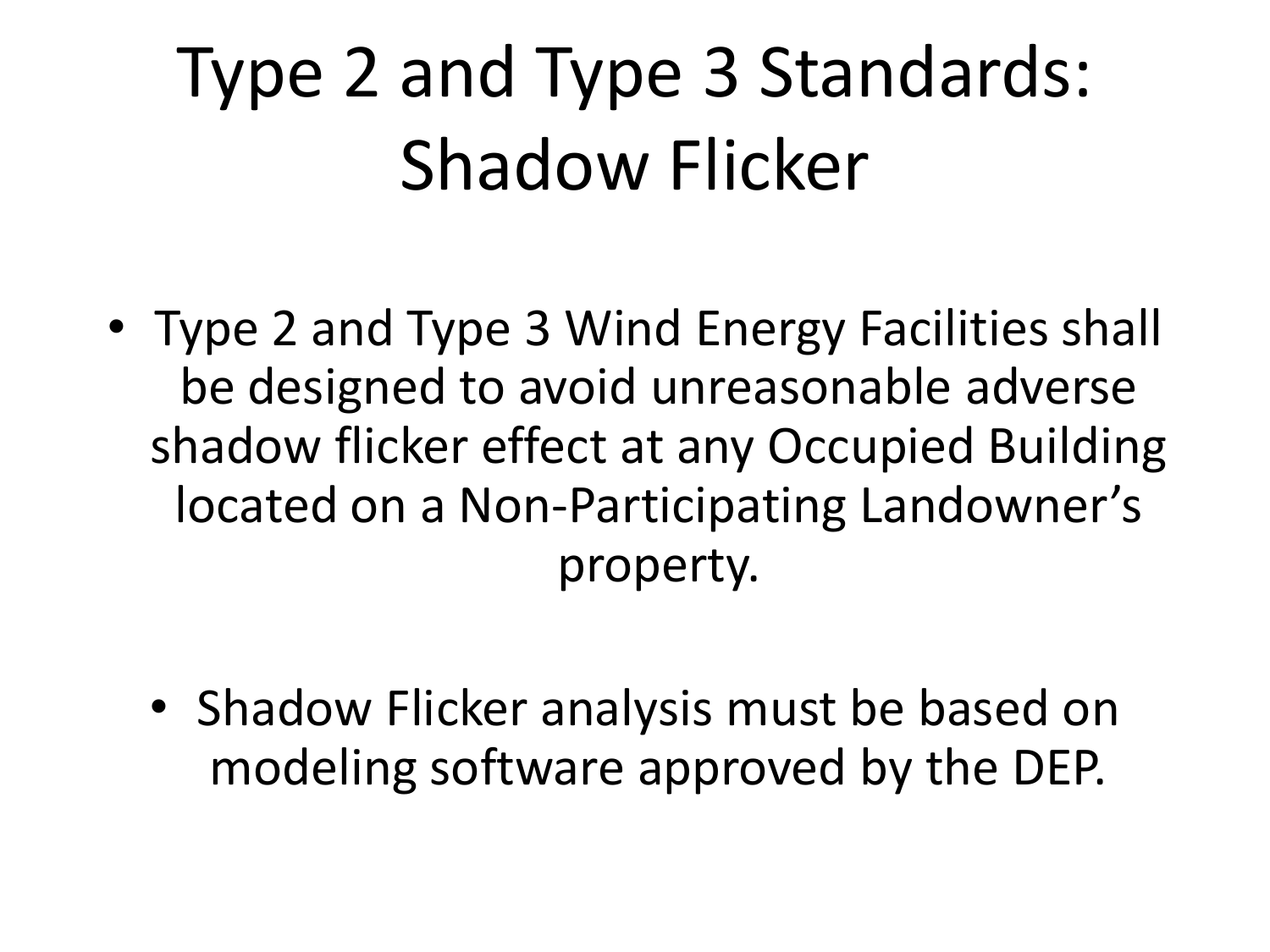# Type 2 and Type 3 Standards: Shadow Flicker

- Type 2 and Type 3 Wind Energy Facilities shall be designed to avoid unreasonable adverse shadow flicker effect at any Occupied Building located on a Non-Participating Landowner's property.

- Shadow Flicker analysis must be based on modeling software approved by the DEP.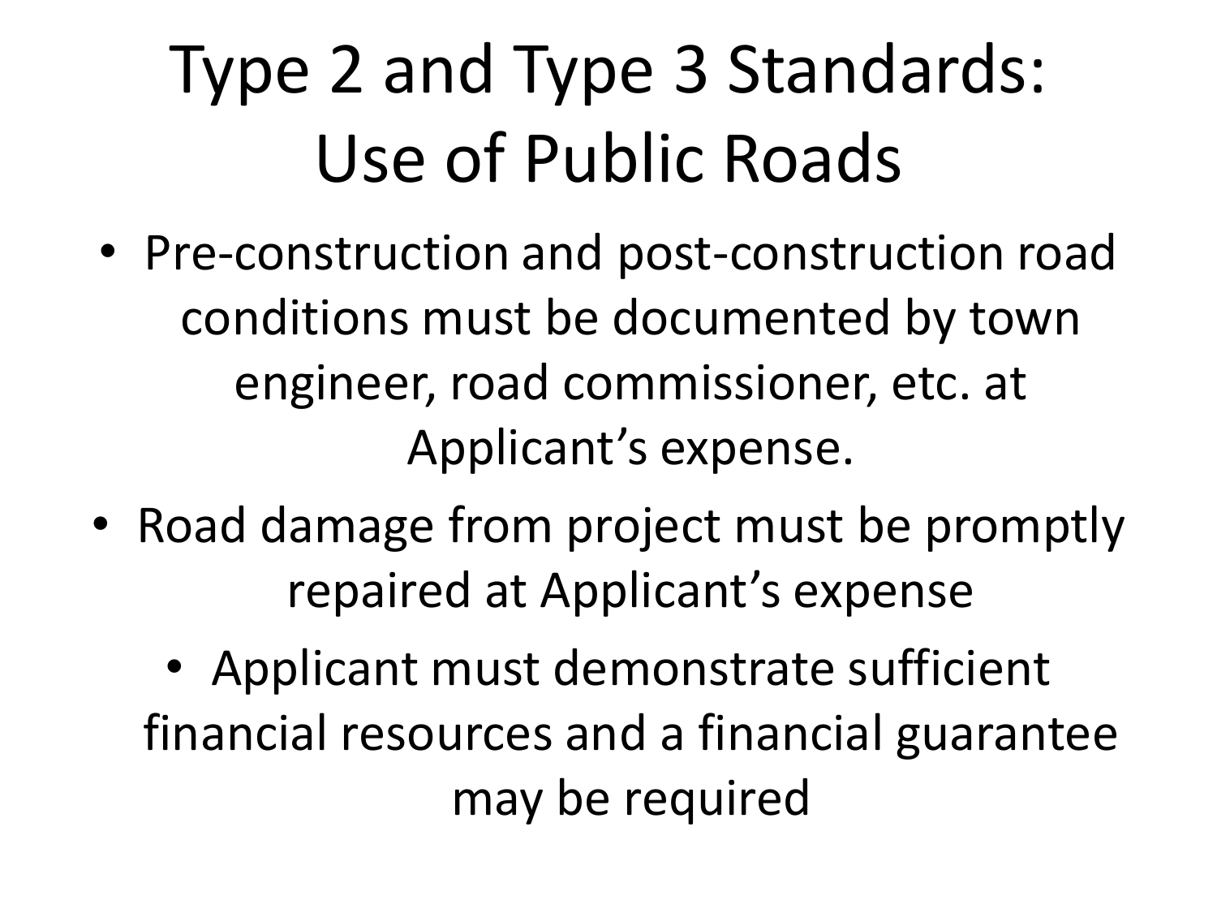# Type 2 and Type 3 Standards: Use of Public Roads

- Pre-construction and post-construction road conditions must be documented by town engineer, road commissioner, etc. at Applicant's expense.
- Road damage from project must be promptly repaired at Applicant's expense
- Applicant must demonstrate sufficient financial resources and a financial guarantee may be required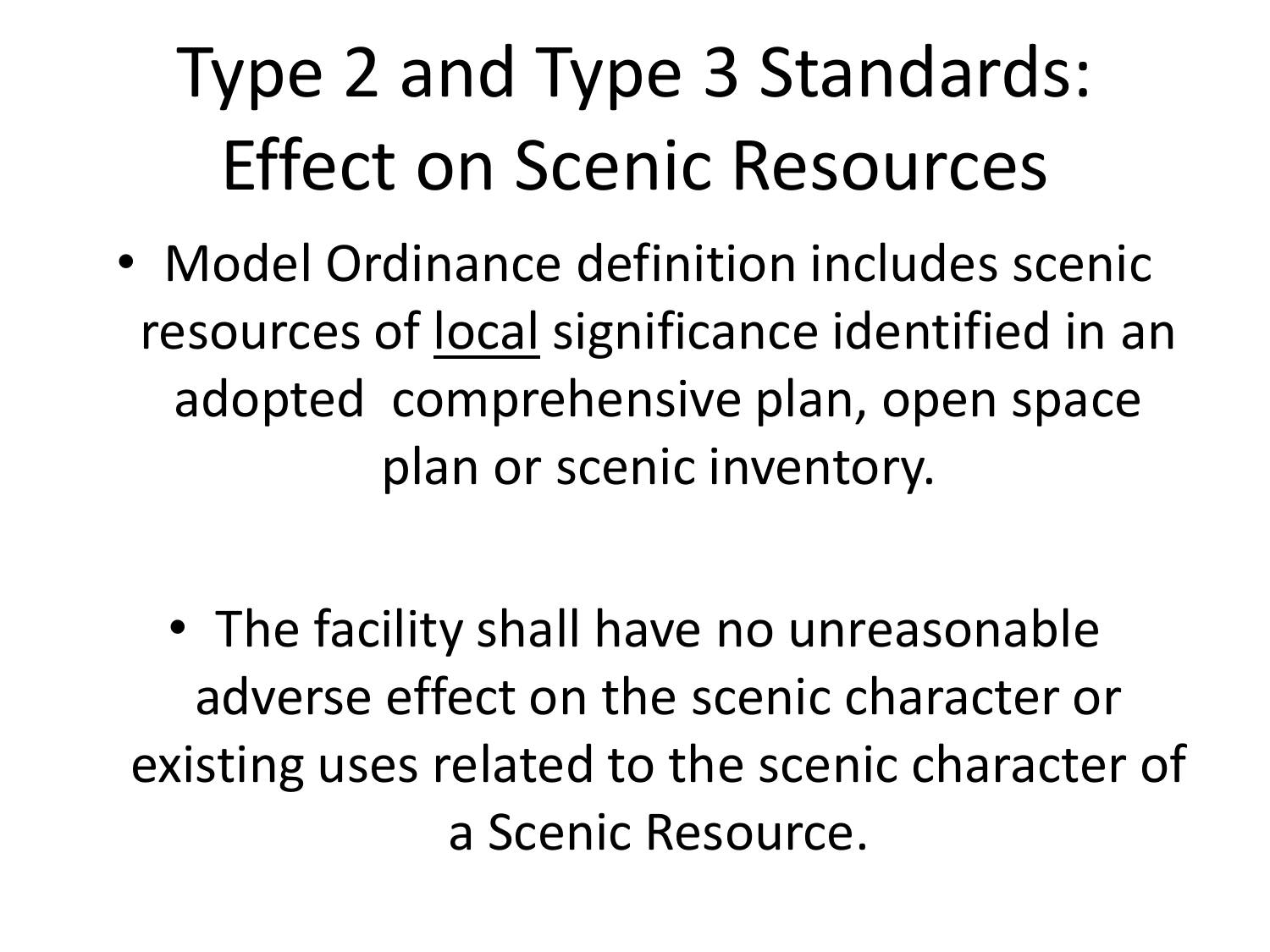# Type 2 and Type 3 Standards: Effect on Scenic Resources

- Model Ordinance definition includes scenic resources of <u>local</u> significance identified in an adopted comprehensive plan, open space plan or scenic inventory.

- The facility shall have no unreasonable adverse effect on the scenic character or existing uses related to the scenic character of a Scenic Resource.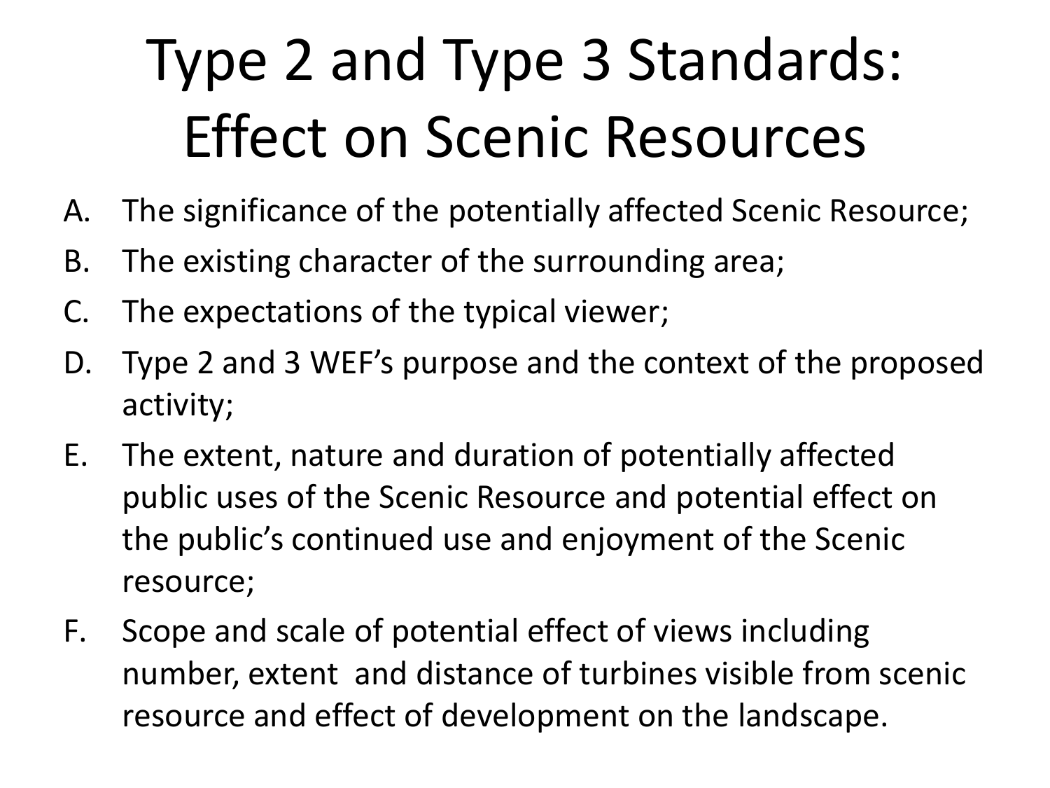# Type 2 and Type 3 Standards: Effect on Scenic Resources

A. The significance of the potentially affected Scenic Resource;
B. The existing character of the surrounding area;
C. The expectations of the typical viewer;
D. Type 2 and 3 WEF's purpose and the context of the proposed activity;
E. The extent, nature and duration of potentially affected public uses of the Scenic Resource and potential effect on the public's continued use and enjoyment of the Scenic resource;
F. Scope and scale of potential effect of views including number, extent and distance of turbines visible from scenic resource and effect of development on the landscape.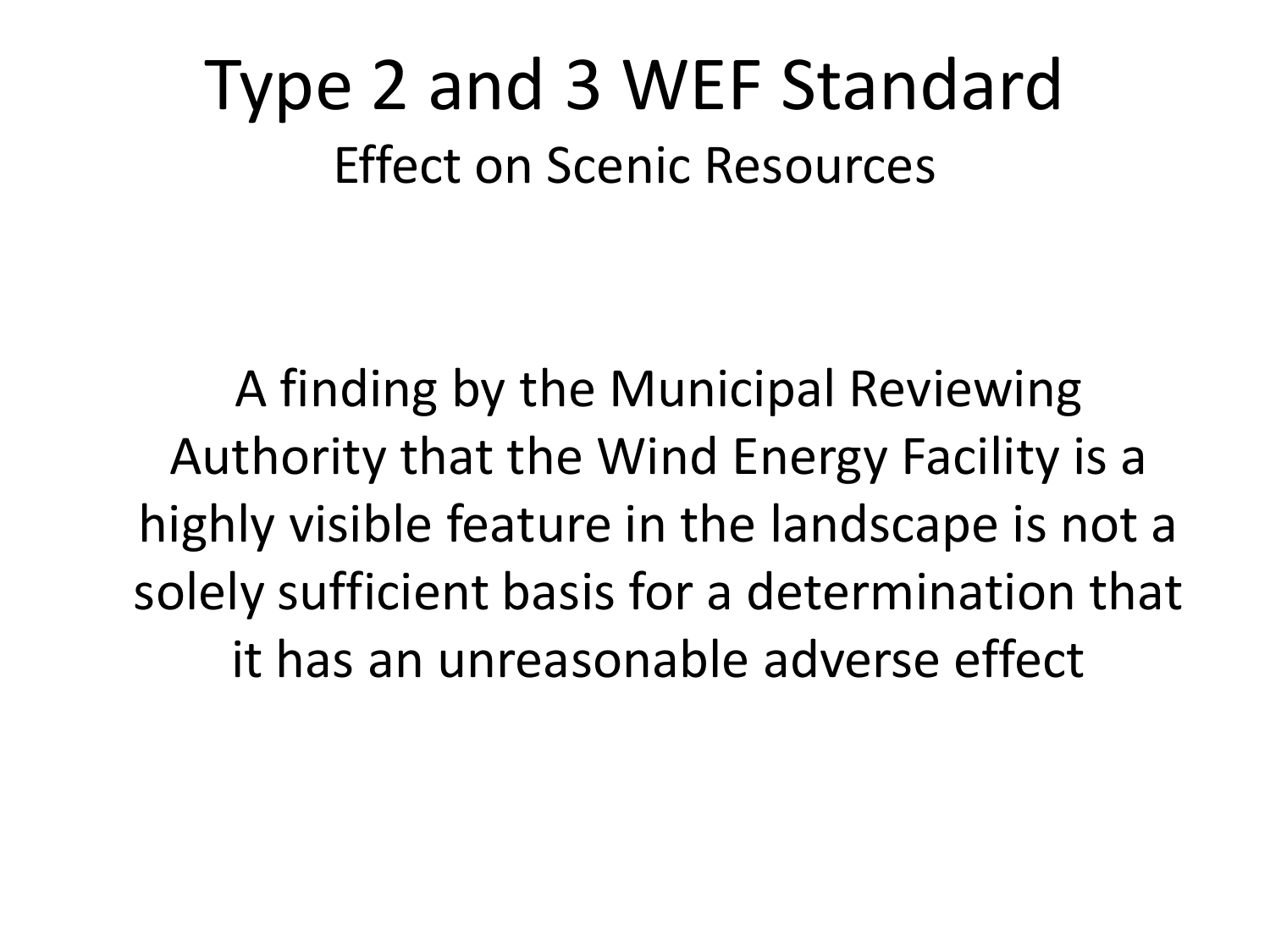# Type 2 and 3 WEF Standard

## Effect on Scenic Resources

A finding by the Municipal Reviewing Authority that the Wind Energy Facility is a highly visible feature in the landscape is not a solely sufficient basis for a determination that it has an unreasonable adverse effect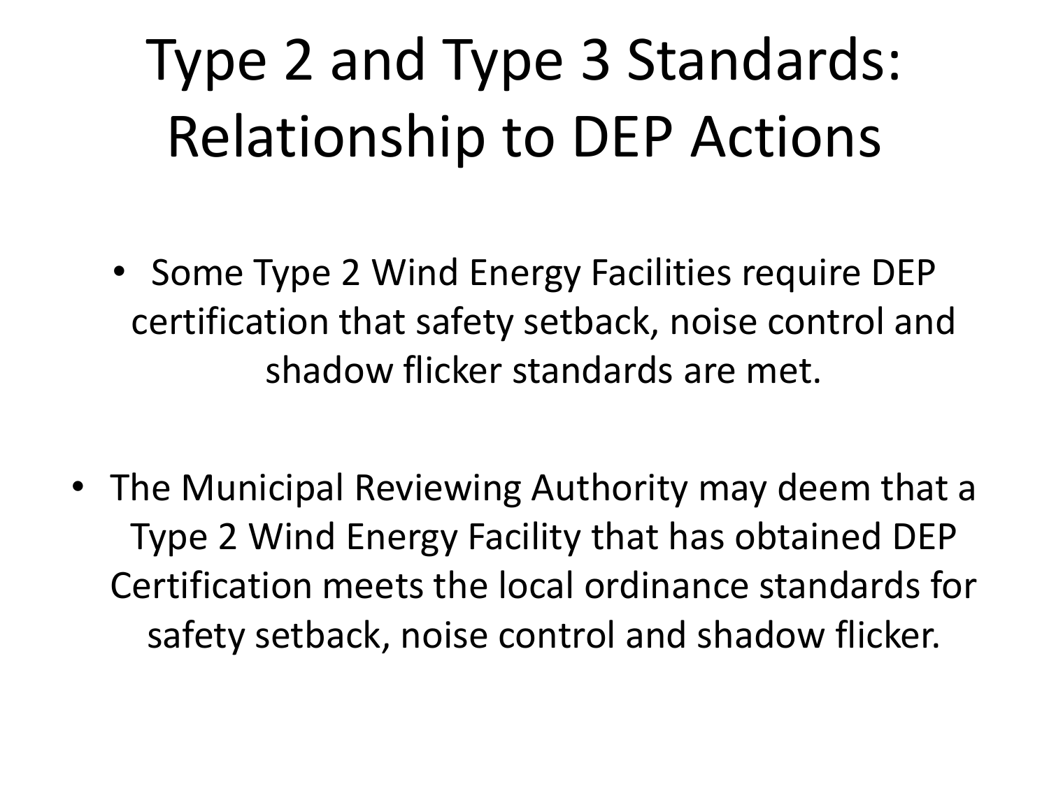# Type 2 and Type 3 Standards: Relationship to DEP Actions

- Some Type 2 Wind Energy Facilities require DEP certification that safety setback, noise control and shadow flicker standards are met.
- The Municipal Reviewing Authority may deem that a Type 2 Wind Energy Facility that has obtained DEP Certification meets the local ordinance standards for safety setback, noise control and shadow flicker.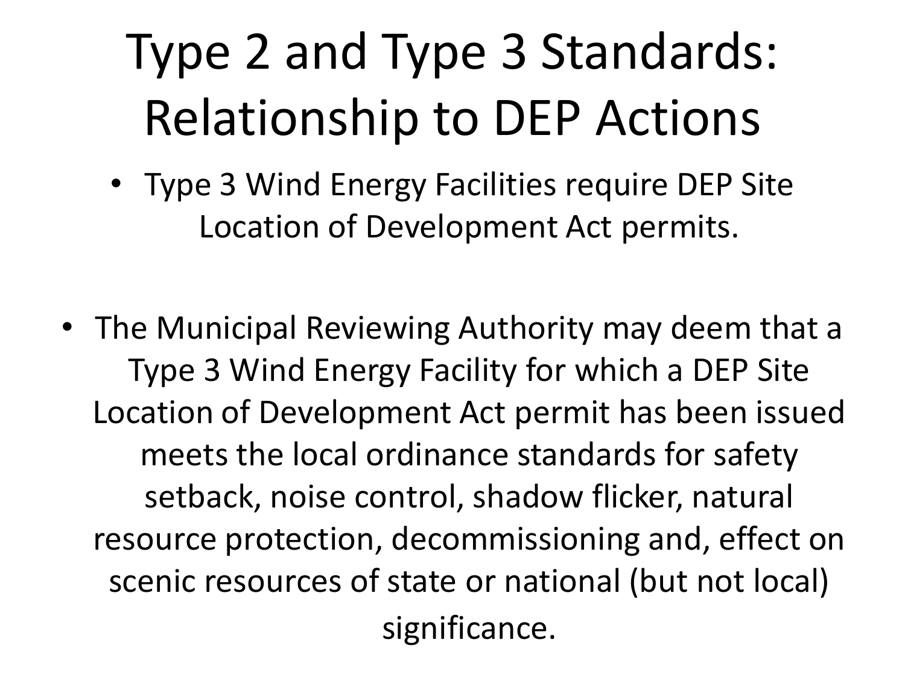# Type 2 and Type 3 Standards: Relationship to DEP Actions

- Type 3 Wind Energy Facilities require DEP Site Location of Development Act permits.

- The Municipal Reviewing Authority may deem that a Type 3 Wind Energy Facility for which a DEP Site Location of Development Act permit has been issued meets the local ordinance standards for safety setback, noise control, shadow flicker, natural resource protection, decommissioning and, effect on scenic resources of state or national (but not local) significance.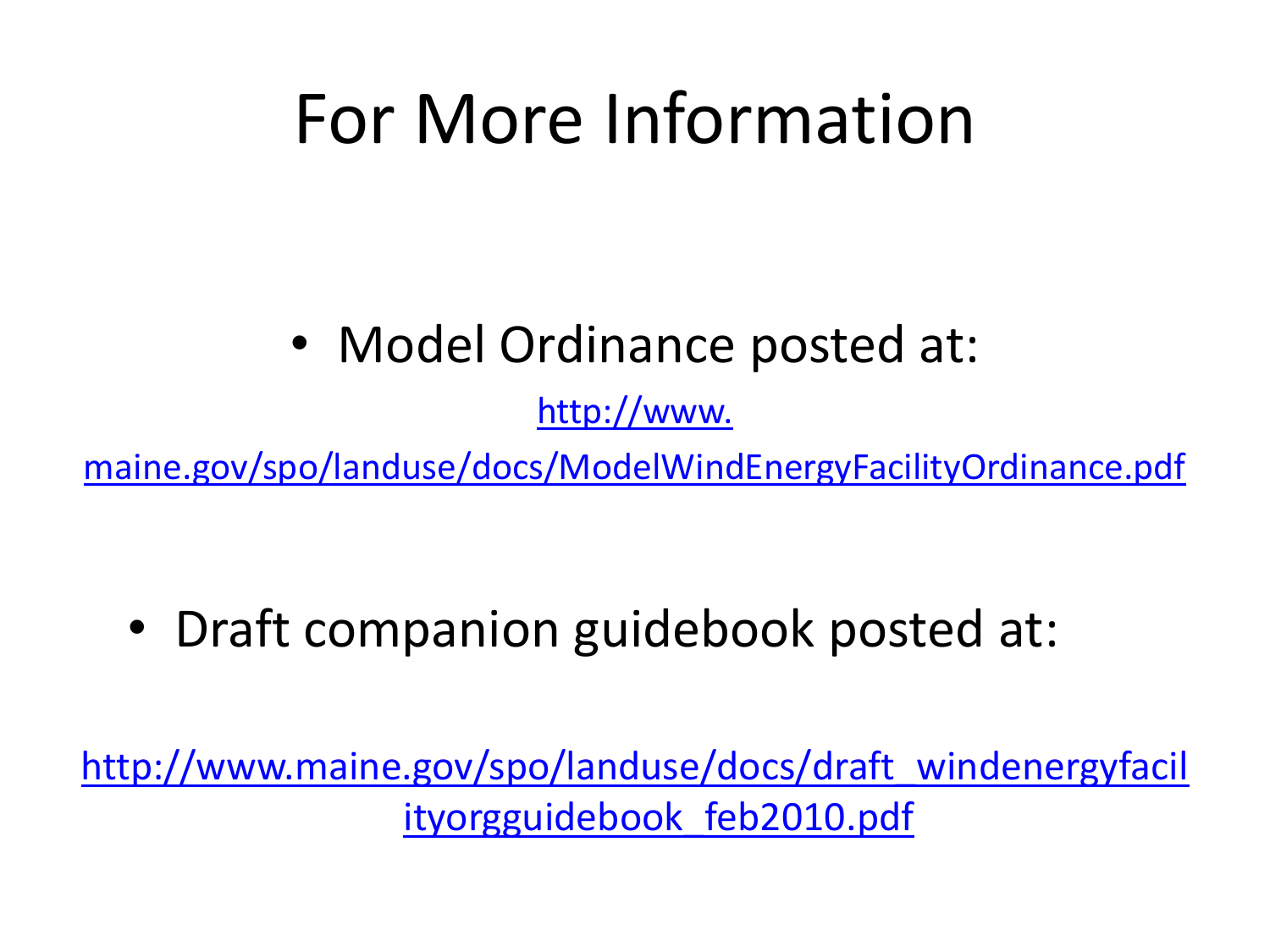# For More Information

- Model Ordinance posted at:

http://www.maine.gov/spo/landuse/docs/ModelWindEnergyFacilityOrdinance.pdf

- Draft companion guidebook posted at:

http://www.maine.gov/spo/landuse/docs/draft_windenergyfacilityorgguidebook_feb2010.pdf